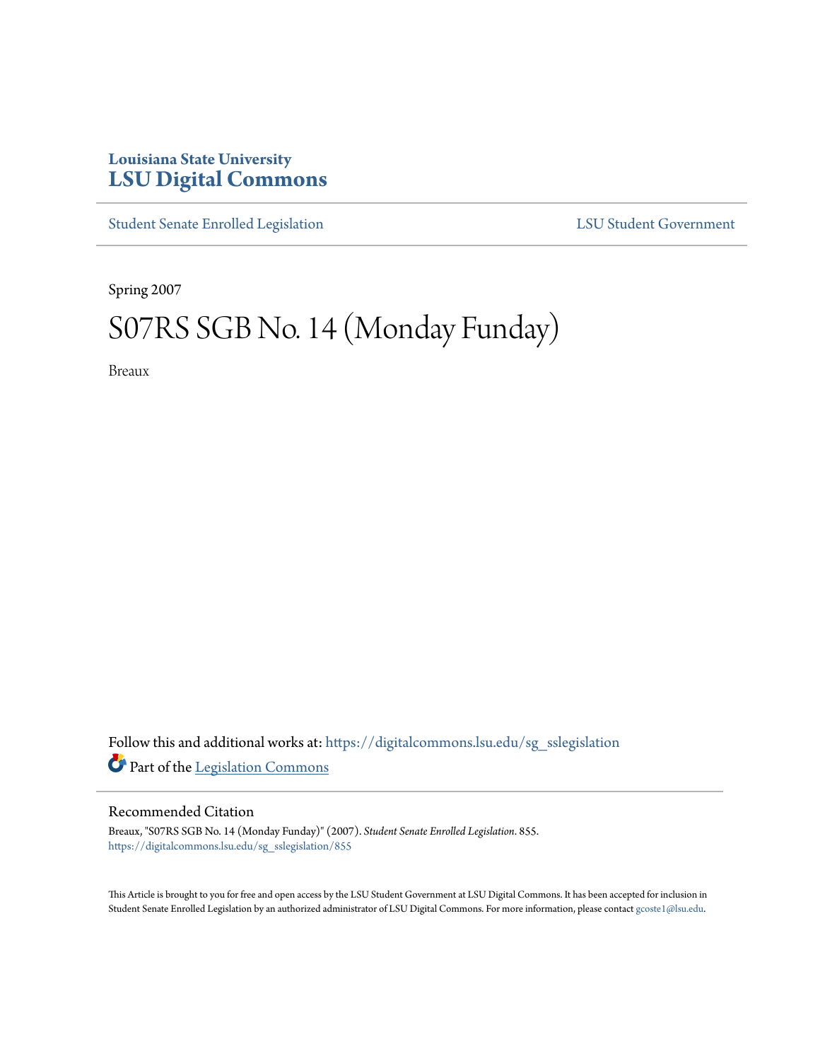Louisiana State University
# LSU Digital Commons

Student Senate Enrolled Legislation | LSU Student Government

Spring 2007

# S07RS SGB No. 14 (Monday Funday)

Breaux

Follow this and additional works at: https://digitalcommons.lsu.edu/sg_sslegislation

Part of the Legislation Commons

## Recommended Citation

Breaux, "S07RS SGB No. 14 (Monday Funday)" (2007). *Student Senate Enrolled Legislation*. 855.
https://digitalcommons.lsu.edu/sg_sslegislation/855

This Article is brought to you for free and open access by the LSU Student Government at LSU Digital Commons. It has been accepted for inclusion in Student Senate Enrolled Legislation by an authorized administrator of LSU Digital Commons. For more information, please contact gcoste1@lsu.edu.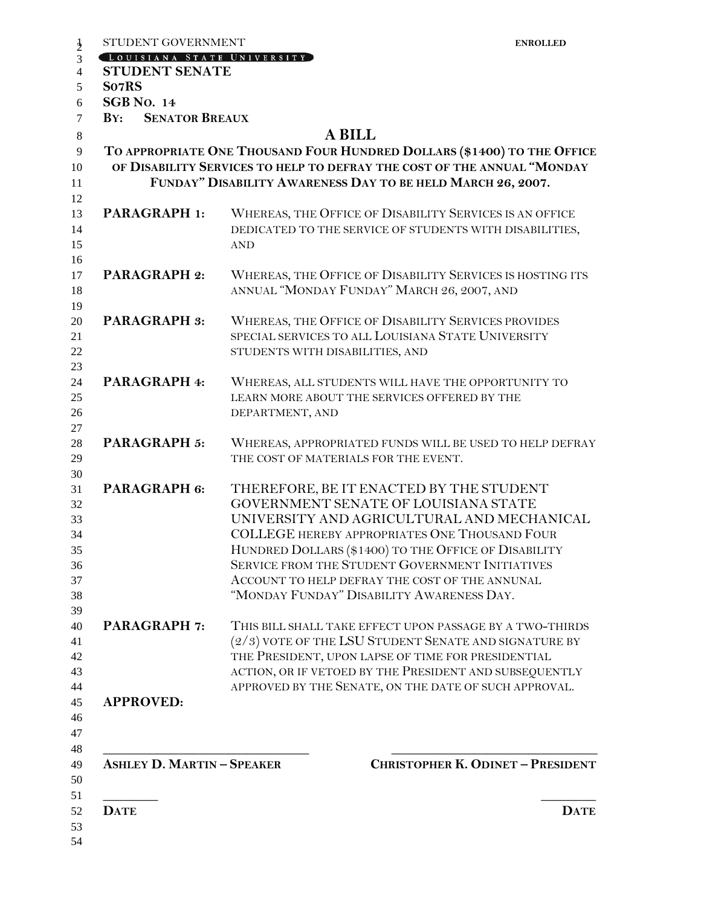STUDENT GOVERNMENT

ENROLLED

LOUISIANA STATE UNIVERSITY

**STUDENT SENATE**

**S07RS**

**SGB NO. 14**

**BY: SENATOR BREAUX**

# A BILL

**TO APPROPRIATE ONE THOUSAND FOUR HUNDRED DOLLARS ($1400) TO THE OFFICE OF DISABILITY SERVICES TO HELP TO DEFRAY THE COST OF THE ANNUAL "MONDAY FUNDAY" DISABILITY AWARENESS DAY TO BE HELD MARCH 26, 2007.**

**PARAGRAPH 1:** WHEREAS, THE OFFICE OF DISABILITY SERVICES IS AN OFFICE DEDICATED TO THE SERVICE OF STUDENTS WITH DISABILITIES, AND

**PARAGRAPH 2:** WHEREAS, THE OFFICE OF DISABILITY SERVICES IS HOSTING ITS ANNUAL "MONDAY FUNDAY" MARCH 26, 2007, AND

**PARAGRAPH 3:** WHEREAS, THE OFFICE OF DISABILITY SERVICES PROVIDES SPECIAL SERVICES TO ALL LOUISIANA STATE UNIVERSITY STUDENTS WITH DISABILITIES, AND

**PARAGRAPH 4:** WHEREAS, ALL STUDENTS WILL HAVE THE OPPORTUNITY TO LEARN MORE ABOUT THE SERVICES OFFERED BY THE DEPARTMENT, AND

**PARAGRAPH 5:** WHEREAS, APPROPRIATED FUNDS WILL BE USED TO HELP DEFRAY THE COST OF MATERIALS FOR THE EVENT.

**PARAGRAPH 6:** THEREFORE, BE IT ENACTED BY THE STUDENT GOVERNMENT SENATE OF LOUISIANA STATE UNIVERSITY AND AGRICULTURAL AND MECHANICAL COLLEGE HEREBY APPROPRIATES ONE THOUSAND FOUR HUNDRED DOLLARS ($1400) TO THE OFFICE OF DISABILITY SERVICE FROM THE STUDENT GOVERNMENT INITIATIVES ACCOUNT TO HELP DEFRAY THE COST OF THE ANNUAL "MONDAY FUNDAY" DISABILITY AWARENESS DAY.

**PARAGRAPH 7:** THIS BILL SHALL TAKE EFFECT UPON PASSAGE BY A TWO-THIRDS (2/3) VOTE OF THE LSU STUDENT SENATE AND SIGNATURE BY THE PRESIDENT, UPON LAPSE OF TIME FOR PRESIDENTIAL ACTION, OR IF VETOED BY THE PRESIDENT AND SUBSEQUENTLY APPROVED BY THE SENATE, ON THE DATE OF SUCH APPROVAL.

**APPROVED:**

______________________________ ______________________________

**ASHLEY D. MARTIN – SPEAKER** **CHRISTOPHER K. ODINET – PRESIDENT**

________ ________

**DATE** **DATE**